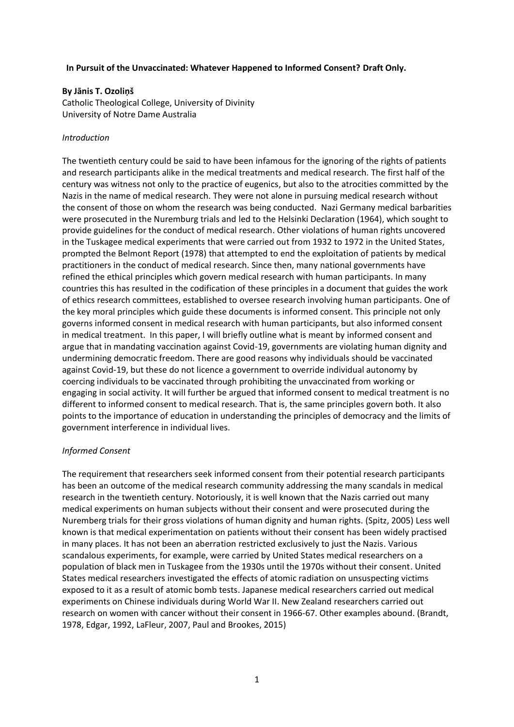**In Pursuit of the Unvaccinated: Whatever Happened to Informed Consent? Draft Only.**

**By Jānis T. Ozoliņš**
Catholic Theological College, University of Divinity
University of Notre Dame Australia

*Introduction*

The twentieth century could be said to have been infamous for the ignoring of the rights of patients and research participants alike in the medical treatments and medical research. The first half of the century was witness not only to the practice of eugenics, but also to the atrocities committed by the Nazis in the name of medical research. They were not alone in pursuing medical research without the consent of those on whom the research was being conducted. Nazi Germany medical barbarities were prosecuted in the Nuremburg trials and led to the Helsinki Declaration (1964), which sought to provide guidelines for the conduct of medical research. Other violations of human rights uncovered in the Tuskagee medical experiments that were carried out from 1932 to 1972 in the United States, prompted the Belmont Report (1978) that attempted to end the exploitation of patients by medical practitioners in the conduct of medical research. Since then, many national governments have refined the ethical principles which govern medical research with human participants. In many countries this has resulted in the codification of these principles in a document that guides the work of ethics research committees, established to oversee research involving human participants. One of the key moral principles which guide these documents is informed consent. This principle not only governs informed consent in medical research with human participants, but also informed consent in medical treatment. In this paper, I will briefly outline what is meant by informed consent and argue that in mandating vaccination against Covid-19, governments are violating human dignity and undermining democratic freedom. There are good reasons why individuals should be vaccinated against Covid-19, but these do not licence a government to override individual autonomy by coercing individuals to be vaccinated through prohibiting the unvaccinated from working or engaging in social activity. It will further be argued that informed consent to medical treatment is no different to informed consent to medical research. That is, the same principles govern both. It also points to the importance of education in understanding the principles of democracy and the limits of government interference in individual lives.

*Informed Consent*

The requirement that researchers seek informed consent from their potential research participants has been an outcome of the medical research community addressing the many scandals in medical research in the twentieth century. Notoriously, it is well known that the Nazis carried out many medical experiments on human subjects without their consent and were prosecuted during the Nuremberg trials for their gross violations of human dignity and human rights. (Spitz, 2005) Less well known is that medical experimentation on patients without their consent has been widely practised in many places. It has not been an aberration restricted exclusively to just the Nazis. Various scandalous experiments, for example, were carried by United States medical researchers on a population of black men in Tuskagee from the 1930s until the 1970s without their consent. United States medical researchers investigated the effects of atomic radiation on unsuspecting victims exposed to it as a result of atomic bomb tests. Japanese medical researchers carried out medical experiments on Chinese individuals during World War II. New Zealand researchers carried out research on women with cancer without their consent in 1966-67. Other examples abound. (Brandt, 1978, Edgar, 1992, LaFleur, 2007, Paul and Brookes, 2015)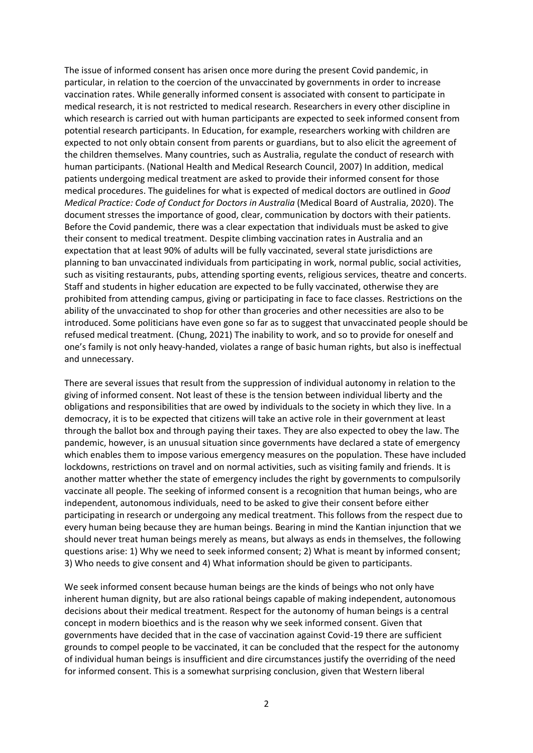The issue of informed consent has arisen once more during the present Covid pandemic, in particular, in relation to the coercion of the unvaccinated by governments in order to increase vaccination rates. While generally informed consent is associated with consent to participate in medical research, it is not restricted to medical research. Researchers in every other discipline in which research is carried out with human participants are expected to seek informed consent from potential research participants. In Education, for example, researchers working with children are expected to not only obtain consent from parents or guardians, but to also elicit the agreement of the children themselves. Many countries, such as Australia, regulate the conduct of research with human participants. (National Health and Medical Research Council, 2007) In addition, medical patients undergoing medical treatment are asked to provide their informed consent for those medical procedures. The guidelines for what is expected of medical doctors are outlined in *Good Medical Practice: Code of Conduct for Doctors in Australia* (Medical Board of Australia, 2020). The document stresses the importance of good, clear, communication by doctors with their patients. Before the Covid pandemic, there was a clear expectation that individuals must be asked to give their consent to medical treatment. Despite climbing vaccination rates in Australia and an expectation that at least 90% of adults will be fully vaccinated, several state jurisdictions are planning to ban unvaccinated individuals from participating in work, normal public, social activities, such as visiting restaurants, pubs, attending sporting events, religious services, theatre and concerts. Staff and students in higher education are expected to be fully vaccinated, otherwise they are prohibited from attending campus, giving or participating in face to face classes. Restrictions on the ability of the unvaccinated to shop for other than groceries and other necessities are also to be introduced. Some politicians have even gone so far as to suggest that unvaccinated people should be refused medical treatment. (Chung, 2021) The inability to work, and so to provide for oneself and one's family is not only heavy-handed, violates a range of basic human rights, but also is ineffectual and unnecessary.

There are several issues that result from the suppression of individual autonomy in relation to the giving of informed consent. Not least of these is the tension between individual liberty and the obligations and responsibilities that are owed by individuals to the society in which they live. In a democracy, it is to be expected that citizens will take an active role in their government at least through the ballot box and through paying their taxes. They are also expected to obey the law. The pandemic, however, is an unusual situation since governments have declared a state of emergency which enables them to impose various emergency measures on the population. These have included lockdowns, restrictions on travel and on normal activities, such as visiting family and friends. It is another matter whether the state of emergency includes the right by governments to compulsorily vaccinate all people. The seeking of informed consent is a recognition that human beings, who are independent, autonomous individuals, need to be asked to give their consent before either participating in research or undergoing any medical treatment. This follows from the respect due to every human being because they are human beings. Bearing in mind the Kantian injunction that we should never treat human beings merely as means, but always as ends in themselves, the following questions arise: 1) Why we need to seek informed consent; 2) What is meant by informed consent; 3) Who needs to give consent and 4) What information should be given to participants.

We seek informed consent because human beings are the kinds of beings who not only have inherent human dignity, but are also rational beings capable of making independent, autonomous decisions about their medical treatment. Respect for the autonomy of human beings is a central concept in modern bioethics and is the reason why we seek informed consent. Given that governments have decided that in the case of vaccination against Covid-19 there are sufficient grounds to compel people to be vaccinated, it can be concluded that the respect for the autonomy of individual human beings is insufficient and dire circumstances justify the overriding of the need for informed consent. This is a somewhat surprising conclusion, given that Western liberal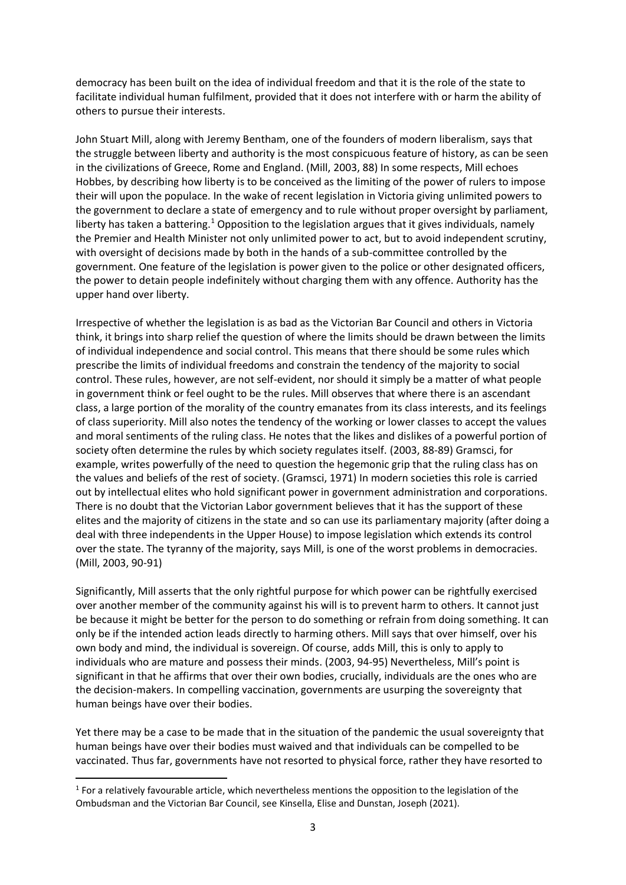democracy has been built on the idea of individual freedom and that it is the role of the state to facilitate individual human fulfilment, provided that it does not interfere with or harm the ability of others to pursue their interests.

John Stuart Mill, along with Jeremy Bentham, one of the founders of modern liberalism, says that the struggle between liberty and authority is the most conspicuous feature of history, as can be seen in the civilizations of Greece, Rome and England. (Mill, 2003, 88) In some respects, Mill echoes Hobbes, by describing how liberty is to be conceived as the limiting of the power of rulers to impose their will upon the populace. In the wake of recent legislation in Victoria giving unlimited powers to the government to declare a state of emergency and to rule without proper oversight by parliament, liberty has taken a battering.[1] Opposition to the legislation argues that it gives individuals, namely the Premier and Health Minister not only unlimited power to act, but to avoid independent scrutiny, with oversight of decisions made by both in the hands of a sub-committee controlled by the government. One feature of the legislation is power given to the police or other designated officers, the power to detain people indefinitely without charging them with any offence. Authority has the upper hand over liberty.

Irrespective of whether the legislation is as bad as the Victorian Bar Council and others in Victoria think, it brings into sharp relief the question of where the limits should be drawn between the limits of individual independence and social control. This means that there should be some rules which prescribe the limits of individual freedoms and constrain the tendency of the majority to social control. These rules, however, are not self-evident, nor should it simply be a matter of what people in government think or feel ought to be the rules. Mill observes that where there is an ascendant class, a large portion of the morality of the country emanates from its class interests, and its feelings of class superiority. Mill also notes the tendency of the working or lower classes to accept the values and moral sentiments of the ruling class. He notes that the likes and dislikes of a powerful portion of society often determine the rules by which society regulates itself. (2003, 88-89) Gramsci, for example, writes powerfully of the need to question the hegemonic grip that the ruling class has on the values and beliefs of the rest of society. (Gramsci, 1971) In modern societies this role is carried out by intellectual elites who hold significant power in government administration and corporations. There is no doubt that the Victorian Labor government believes that it has the support of these elites and the majority of citizens in the state and so can use its parliamentary majority (after doing a deal with three independents in the Upper House) to impose legislation which extends its control over the state. The tyranny of the majority, says Mill, is one of the worst problems in democracies. (Mill, 2003, 90-91)

Significantly, Mill asserts that the only rightful purpose for which power can be rightfully exercised over another member of the community against his will is to prevent harm to others. It cannot just be because it might be better for the person to do something or refrain from doing something. It can only be if the intended action leads directly to harming others. Mill says that over himself, over his own body and mind, the individual is sovereign. Of course, adds Mill, this is only to apply to individuals who are mature and possess their minds. (2003, 94-95) Nevertheless, Mill's point is significant in that he affirms that over their own bodies, crucially, individuals are the ones who are the decision-makers. In compelling vaccination, governments are usurping the sovereignty that human beings have over their bodies.

Yet there may be a case to be made that in the situation of the pandemic the usual sovereignty that human beings have over their bodies must waived and that individuals can be compelled to be vaccinated. Thus far, governments have not resorted to physical force, rather they have resorted to

[1] For a relatively favourable article, which nevertheless mentions the opposition to the legislation of the Ombudsman and the Victorian Bar Council, see Kinsella, Elise and Dunstan, Joseph (2021).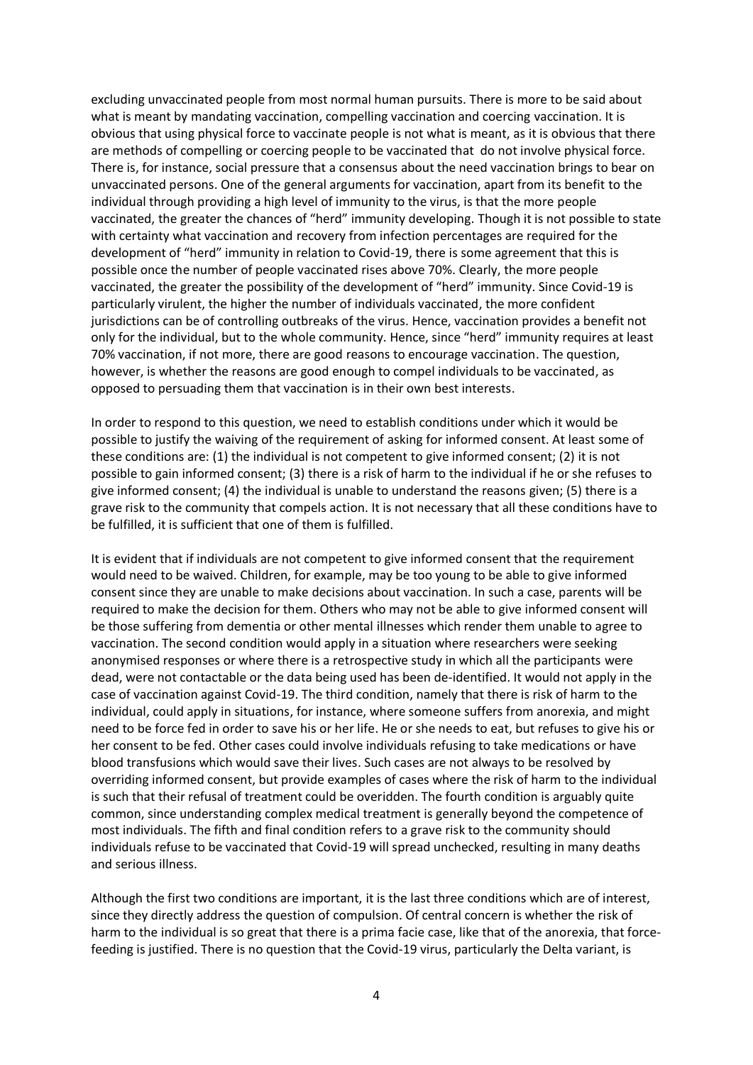excluding unvaccinated people from most normal human pursuits. There is more to be said about what is meant by mandating vaccination, compelling vaccination and coercing vaccination. It is obvious that using physical force to vaccinate people is not what is meant, as it is obvious that there are methods of compelling or coercing people to be vaccinated that do not involve physical force. There is, for instance, social pressure that a consensus about the need vaccination brings to bear on unvaccinated persons. One of the general arguments for vaccination, apart from its benefit to the individual through providing a high level of immunity to the virus, is that the more people vaccinated, the greater the chances of "herd" immunity developing. Though it is not possible to state with certainty what vaccination and recovery from infection percentages are required for the development of "herd" immunity in relation to Covid-19, there is some agreement that this is possible once the number of people vaccinated rises above 70%. Clearly, the more people vaccinated, the greater the possibility of the development of "herd" immunity. Since Covid-19 is particularly virulent, the higher the number of individuals vaccinated, the more confident jurisdictions can be of controlling outbreaks of the virus. Hence, vaccination provides a benefit not only for the individual, but to the whole community. Hence, since "herd" immunity requires at least 70% vaccination, if not more, there are good reasons to encourage vaccination. The question, however, is whether the reasons are good enough to compel individuals to be vaccinated, as opposed to persuading them that vaccination is in their own best interests.

In order to respond to this question, we need to establish conditions under which it would be possible to justify the waiving of the requirement of asking for informed consent. At least some of these conditions are: (1) the individual is not competent to give informed consent; (2) it is not possible to gain informed consent; (3) there is a risk of harm to the individual if he or she refuses to give informed consent; (4) the individual is unable to understand the reasons given; (5) there is a grave risk to the community that compels action. It is not necessary that all these conditions have to be fulfilled, it is sufficient that one of them is fulfilled.

It is evident that if individuals are not competent to give informed consent that the requirement would need to be waived. Children, for example, may be too young to be able to give informed consent since they are unable to make decisions about vaccination. In such a case, parents will be required to make the decision for them. Others who may not be able to give informed consent will be those suffering from dementia or other mental illnesses which render them unable to agree to vaccination. The second condition would apply in a situation where researchers were seeking anonymised responses or where there is a retrospective study in which all the participants were dead, were not contactable or the data being used has been de-identified. It would not apply in the case of vaccination against Covid-19. The third condition, namely that there is risk of harm to the individual, could apply in situations, for instance, where someone suffers from anorexia, and might need to be force fed in order to save his or her life. He or she needs to eat, but refuses to give his or her consent to be fed. Other cases could involve individuals refusing to take medications or have blood transfusions which would save their lives. Such cases are not always to be resolved by overriding informed consent, but provide examples of cases where the risk of harm to the individual is such that their refusal of treatment could be overidden. The fourth condition is arguably quite common, since understanding complex medical treatment is generally beyond the competence of most individuals. The fifth and final condition refers to a grave risk to the community should individuals refuse to be vaccinated that Covid-19 will spread unchecked, resulting in many deaths and serious illness.

Although the first two conditions are important, it is the last three conditions which are of interest, since they directly address the question of compulsion. Of central concern is whether the risk of harm to the individual is so great that there is a prima facie case, like that of the anorexia, that force-feeding is justified. There is no question that the Covid-19 virus, particularly the Delta variant, is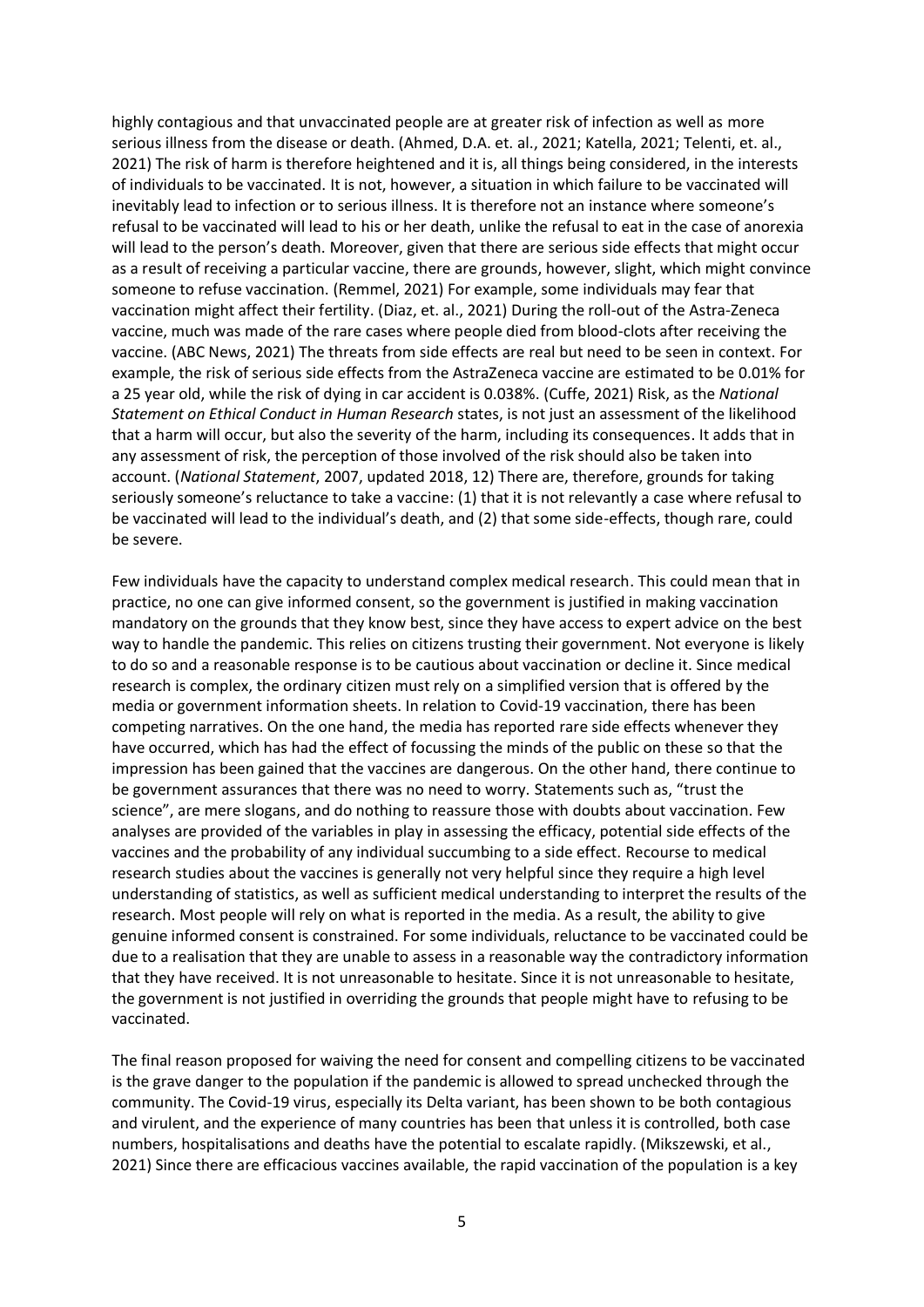highly contagious and that unvaccinated people are at greater risk of infection as well as more serious illness from the disease or death. (Ahmed, D.A. et. al., 2021; Katella, 2021; Telenti, et. al., 2021) The risk of harm is therefore heightened and it is, all things being considered, in the interests of individuals to be vaccinated. It is not, however, a situation in which failure to be vaccinated will inevitably lead to infection or to serious illness. It is therefore not an instance where someone's refusal to be vaccinated will lead to his or her death, unlike the refusal to eat in the case of anorexia will lead to the person's death. Moreover, given that there are serious side effects that might occur as a result of receiving a particular vaccine, there are grounds, however, slight, which might convince someone to refuse vaccination. (Remmel, 2021) For example, some individuals may fear that vaccination might affect their fertility. (Diaz, et. al., 2021) During the roll-out of the Astra-Zeneca vaccine, much was made of the rare cases where people died from blood-clots after receiving the vaccine. (ABC News, 2021) The threats from side effects are real but need to be seen in context. For example, the risk of serious side effects from the AstraZeneca vaccine are estimated to be 0.01% for a 25 year old, while the risk of dying in car accident is 0.038%. (Cuffe, 2021) Risk, as the *National Statement on Ethical Conduct in Human Research* states, is not just an assessment of the likelihood that a harm will occur, but also the severity of the harm, including its consequences. It adds that in any assessment of risk, the perception of those involved of the risk should also be taken into account. (*National Statement*, 2007, updated 2018, 12) There are, therefore, grounds for taking seriously someone's reluctance to take a vaccine: (1) that it is not relevantly a case where refusal to be vaccinated will lead to the individual's death, and (2) that some side-effects, though rare, could be severe.

Few individuals have the capacity to understand complex medical research. This could mean that in practice, no one can give informed consent, so the government is justified in making vaccination mandatory on the grounds that they know best, since they have access to expert advice on the best way to handle the pandemic. This relies on citizens trusting their government. Not everyone is likely to do so and a reasonable response is to be cautious about vaccination or decline it. Since medical research is complex, the ordinary citizen must rely on a simplified version that is offered by the media or government information sheets. In relation to Covid-19 vaccination, there has been competing narratives. On the one hand, the media has reported rare side effects whenever they have occurred, which has had the effect of focussing the minds of the public on these so that the impression has been gained that the vaccines are dangerous. On the other hand, there continue to be government assurances that there was no need to worry. Statements such as, "trust the science", are mere slogans, and do nothing to reassure those with doubts about vaccination. Few analyses are provided of the variables in play in assessing the efficacy, potential side effects of the vaccines and the probability of any individual succumbing to a side effect. Recourse to medical research studies about the vaccines is generally not very helpful since they require a high level understanding of statistics, as well as sufficient medical understanding to interpret the results of the research. Most people will rely on what is reported in the media. As a result, the ability to give genuine informed consent is constrained. For some individuals, reluctance to be vaccinated could be due to a realisation that they are unable to assess in a reasonable way the contradictory information that they have received. It is not unreasonable to hesitate. Since it is not unreasonable to hesitate, the government is not justified in overriding the grounds that people might have to refusing to be vaccinated.

The final reason proposed for waiving the need for consent and compelling citizens to be vaccinated is the grave danger to the population if the pandemic is allowed to spread unchecked through the community. The Covid-19 virus, especially its Delta variant, has been shown to be both contagious and virulent, and the experience of many countries has been that unless it is controlled, both case numbers, hospitalisations and deaths have the potential to escalate rapidly. (Mikszewski, et al., 2021) Since there are efficacious vaccines available, the rapid vaccination of the population is a key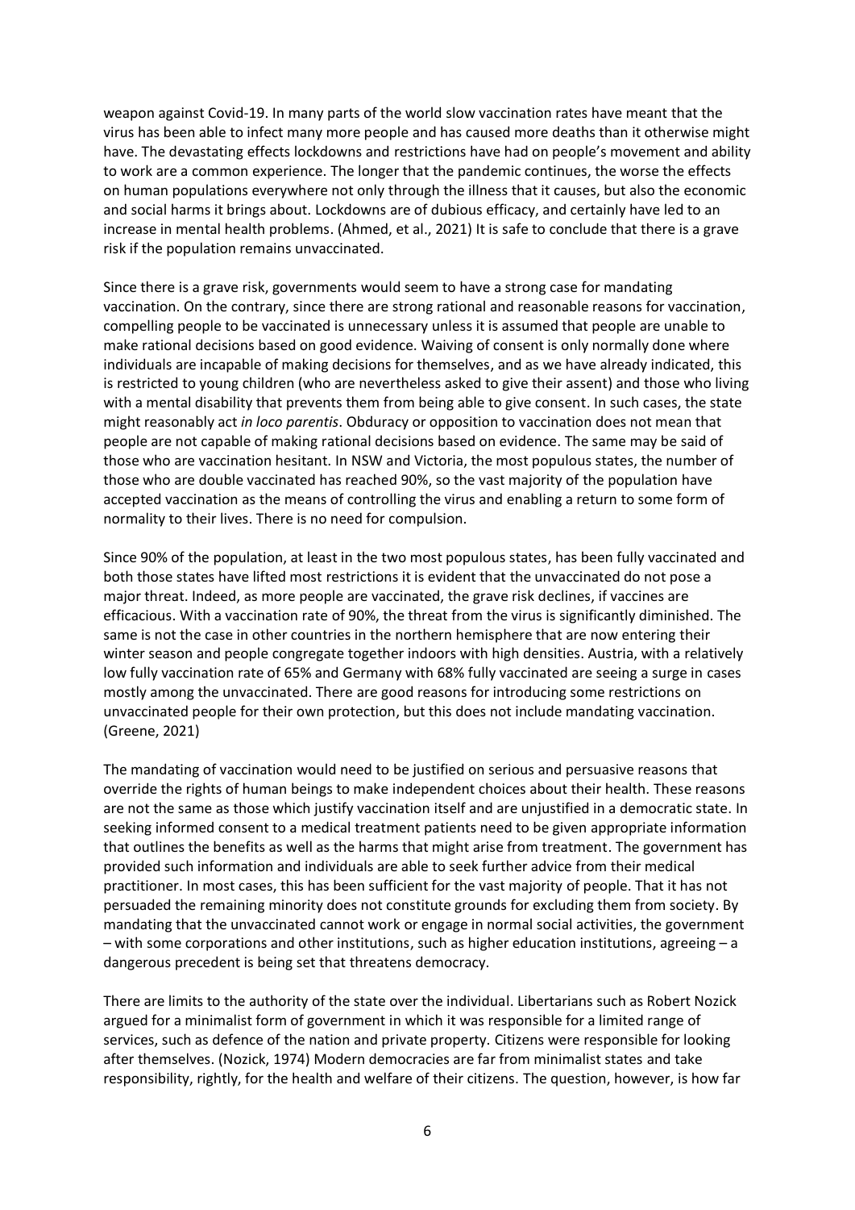weapon against Covid-19. In many parts of the world slow vaccination rates have meant that the virus has been able to infect many more people and has caused more deaths than it otherwise might have. The devastating effects lockdowns and restrictions have had on people's movement and ability to work are a common experience. The longer that the pandemic continues, the worse the effects on human populations everywhere not only through the illness that it causes, but also the economic and social harms it brings about. Lockdowns are of dubious efficacy, and certainly have led to an increase in mental health problems. (Ahmed, et al., 2021) It is safe to conclude that there is a grave risk if the population remains unvaccinated.

Since there is a grave risk, governments would seem to have a strong case for mandating vaccination. On the contrary, since there are strong rational and reasonable reasons for vaccination, compelling people to be vaccinated is unnecessary unless it is assumed that people are unable to make rational decisions based on good evidence. Waiving of consent is only normally done where individuals are incapable of making decisions for themselves, and as we have already indicated, this is restricted to young children (who are nevertheless asked to give their assent) and those who living with a mental disability that prevents them from being able to give consent. In such cases, the state might reasonably act *in loco parentis*. Obduracy or opposition to vaccination does not mean that people are not capable of making rational decisions based on evidence. The same may be said of those who are vaccination hesitant. In NSW and Victoria, the most populous states, the number of those who are double vaccinated has reached 90%, so the vast majority of the population have accepted vaccination as the means of controlling the virus and enabling a return to some form of normality to their lives. There is no need for compulsion.

Since 90% of the population, at least in the two most populous states, has been fully vaccinated and both those states have lifted most restrictions it is evident that the unvaccinated do not pose a major threat. Indeed, as more people are vaccinated, the grave risk declines, if vaccines are efficacious. With a vaccination rate of 90%, the threat from the virus is significantly diminished. The same is not the case in other countries in the northern hemisphere that are now entering their winter season and people congregate together indoors with high densities. Austria, with a relatively low fully vaccination rate of 65% and Germany with 68% fully vaccinated are seeing a surge in cases mostly among the unvaccinated. There are good reasons for introducing some restrictions on unvaccinated people for their own protection, but this does not include mandating vaccination. (Greene, 2021)

The mandating of vaccination would need to be justified on serious and persuasive reasons that override the rights of human beings to make independent choices about their health. These reasons are not the same as those which justify vaccination itself and are unjustified in a democratic state. In seeking informed consent to a medical treatment patients need to be given appropriate information that outlines the benefits as well as the harms that might arise from treatment. The government has provided such information and individuals are able to seek further advice from their medical practitioner. In most cases, this has been sufficient for the vast majority of people. That it has not persuaded the remaining minority does not constitute grounds for excluding them from society. By mandating that the unvaccinated cannot work or engage in normal social activities, the government – with some corporations and other institutions, such as higher education institutions, agreeing – a dangerous precedent is being set that threatens democracy.

There are limits to the authority of the state over the individual. Libertarians such as Robert Nozick argued for a minimalist form of government in which it was responsible for a limited range of services, such as defence of the nation and private property. Citizens were responsible for looking after themselves. (Nozick, 1974) Modern democracies are far from minimalist states and take responsibility, rightly, for the health and welfare of their citizens. The question, however, is how far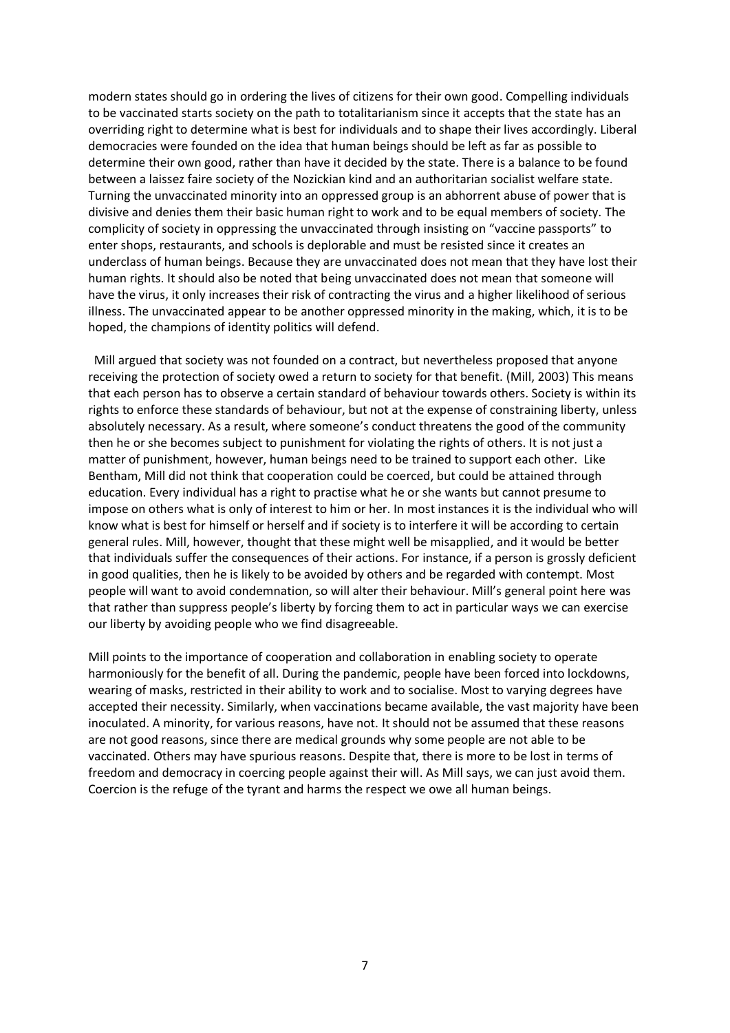modern states should go in ordering the lives of citizens for their own good. Compelling individuals to be vaccinated starts society on the path to totalitarianism since it accepts that the state has an overriding right to determine what is best for individuals and to shape their lives accordingly. Liberal democracies were founded on the idea that human beings should be left as far as possible to determine their own good, rather than have it decided by the state. There is a balance to be found between a laissez faire society of the Nozickian kind and an authoritarian socialist welfare state. Turning the unvaccinated minority into an oppressed group is an abhorrent abuse of power that is divisive and denies them their basic human right to work and to be equal members of society. The complicity of society in oppressing the unvaccinated through insisting on "vaccine passports" to enter shops, restaurants, and schools is deplorable and must be resisted since it creates an underclass of human beings. Because they are unvaccinated does not mean that they have lost their human rights. It should also be noted that being unvaccinated does not mean that someone will have the virus, it only increases their risk of contracting the virus and a higher likelihood of serious illness. The unvaccinated appear to be another oppressed minority in the making, which, it is to be hoped, the champions of identity politics will defend.

Mill argued that society was not founded on a contract, but nevertheless proposed that anyone receiving the protection of society owed a return to society for that benefit. (Mill, 2003) This means that each person has to observe a certain standard of behaviour towards others. Society is within its rights to enforce these standards of behaviour, but not at the expense of constraining liberty, unless absolutely necessary. As a result, where someone's conduct threatens the good of the community then he or she becomes subject to punishment for violating the rights of others. It is not just a matter of punishment, however, human beings need to be trained to support each other. Like Bentham, Mill did not think that cooperation could be coerced, but could be attained through education. Every individual has a right to practise what he or she wants but cannot presume to impose on others what is only of interest to him or her. In most instances it is the individual who will know what is best for himself or herself and if society is to interfere it will be according to certain general rules. Mill, however, thought that these might well be misapplied, and it would be better that individuals suffer the consequences of their actions. For instance, if a person is grossly deficient in good qualities, then he is likely to be avoided by others and be regarded with contempt. Most people will want to avoid condemnation, so will alter their behaviour. Mill's general point here was that rather than suppress people's liberty by forcing them to act in particular ways we can exercise our liberty by avoiding people who we find disagreeable.

Mill points to the importance of cooperation and collaboration in enabling society to operate harmoniously for the benefit of all. During the pandemic, people have been forced into lockdowns, wearing of masks, restricted in their ability to work and to socialise. Most to varying degrees have accepted their necessity. Similarly, when vaccinations became available, the vast majority have been inoculated. A minority, for various reasons, have not. It should not be assumed that these reasons are not good reasons, since there are medical grounds why some people are not able to be vaccinated. Others may have spurious reasons. Despite that, there is more to be lost in terms of freedom and democracy in coercing people against their will. As Mill says, we can just avoid them. Coercion is the refuge of the tyrant and harms the respect we owe all human beings.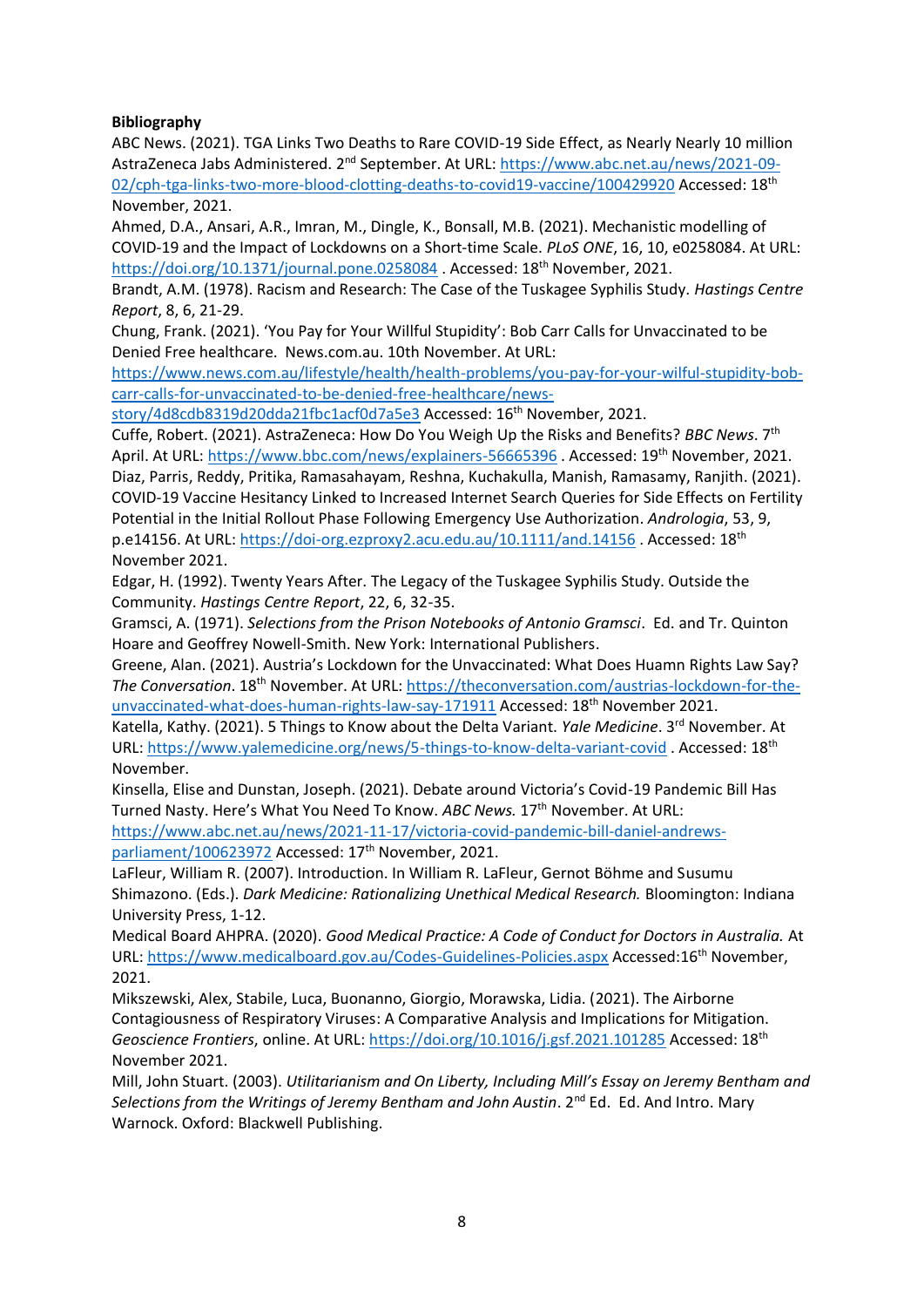**Bibliography**

ABC News. (2021). TGA Links Two Deaths to Rare COVID-19 Side Effect, as Nearly Nearly 10 million AstraZeneca Jabs Administered. 2nd September. At URL: https://www.abc.net.au/news/2021-09-02/cph-tga-links-two-more-blood-clotting-deaths-to-covid19-vaccine/100429920 Accessed: 18th November, 2021.

Ahmed, D.A., Ansari, A.R., Imran, M., Dingle, K., Bonsall, M.B. (2021). Mechanistic modelling of COVID-19 and the Impact of Lockdowns on a Short-time Scale. *PLoS ONE*, 16, 10, e0258084. At URL: https://doi.org/10.1371/journal.pone.0258084 . Accessed: 18th November, 2021.

Brandt, A.M. (1978). Racism and Research: The Case of the Tuskagee Syphilis Study. *Hastings Centre Report*, 8, 6, 21-29.

Chung, Frank. (2021). 'You Pay for Your Willful Stupidity': Bob Carr Calls for Unvaccinated to be Denied Free healthcare. News.com.au. 10th November. At URL: https://www.news.com.au/lifestyle/health/health-problems/you-pay-for-your-wilful-stupidity-bob-carr-calls-for-unvaccinated-to-be-denied-free-healthcare/news-story/4d8cdb8319d20dda21fbc1acf0d7a5e3 Accessed: 16th November, 2021.

Cuffe, Robert. (2021). AstraZeneca: How Do You Weigh Up the Risks and Benefits? *BBC News*. 7th April. At URL: https://www.bbc.com/news/explainers-56665396 . Accessed: 19th November, 2021.

Diaz, Parris, Reddy, Pritika, Ramasahayam, Reshna, Kuchakulla, Manish, Ramasamy, Ranjith. (2021). COVID-19 Vaccine Hesitancy Linked to Increased Internet Search Queries for Side Effects on Fertility Potential in the Initial Rollout Phase Following Emergency Use Authorization. *Andrologia*, 53, 9, p.e14156. At URL: https://doi-org.ezproxy2.acu.edu.au/10.1111/and.14156 . Accessed: 18th November 2021.

Edgar, H. (1992). Twenty Years After. The Legacy of the Tuskagee Syphilis Study. Outside the Community. *Hastings Centre Report*, 22, 6, 32-35.

Gramsci, A. (1971). *Selections from the Prison Notebooks of Antonio Gramsci*. Ed. and Tr. Quinton Hoare and Geoffrey Nowell-Smith. New York: International Publishers.

Greene, Alan. (2021). Austria's Lockdown for the Unvaccinated: What Does Huamn Rights Law Say? *The Conversation*. 18th November. At URL: https://theconversation.com/austrias-lockdown-for-the-unvaccinated-what-does-human-rights-law-say-171911 Accessed: 18th November 2021.

Katella, Kathy. (2021). 5 Things to Know about the Delta Variant. *Yale Medicine*. 3rd November. At URL: https://www.yalemedicine.org/news/5-things-to-know-delta-variant-covid . Accessed: 18th November.

Kinsella, Elise and Dunstan, Joseph. (2021). Debate around Victoria's Covid-19 Pandemic Bill Has Turned Nasty. Here's What You Need To Know. *ABC News.* 17th November. At URL: https://www.abc.net.au/news/2021-11-17/victoria-covid-pandemic-bill-daniel-andrews-parliament/100623972 Accessed: 17th November, 2021.

LaFleur, William R. (2007). Introduction. In William R. LaFleur, Gernot Böhme and Susumu Shimazono. (Eds.). *Dark Medicine: Rationalizing Unethical Medical Research.* Bloomington: Indiana University Press, 1-12.

Medical Board AHPRA. (2020). *Good Medical Practice: A Code of Conduct for Doctors in Australia.* At URL: https://www.medicalboard.gov.au/Codes-Guidelines-Policies.aspx Accessed:16th November, 2021.

Mikszewski, Alex, Stabile, Luca, Buonanno, Giorgio, Morawska, Lidia. (2021). The Airborne Contagiousness of Respiratory Viruses: A Comparative Analysis and Implications for Mitigation. *Geoscience Frontiers*, online. At URL: https://doi.org/10.1016/j.gsf.2021.101285 Accessed: 18th November 2021.

Mill, John Stuart. (2003). *Utilitarianism and On Liberty, Including Mill's Essay on Jeremy Bentham and Selections from the Writings of Jeremy Bentham and John Austin*. 2nd Ed. Ed. And Intro. Mary Warnock. Oxford: Blackwell Publishing.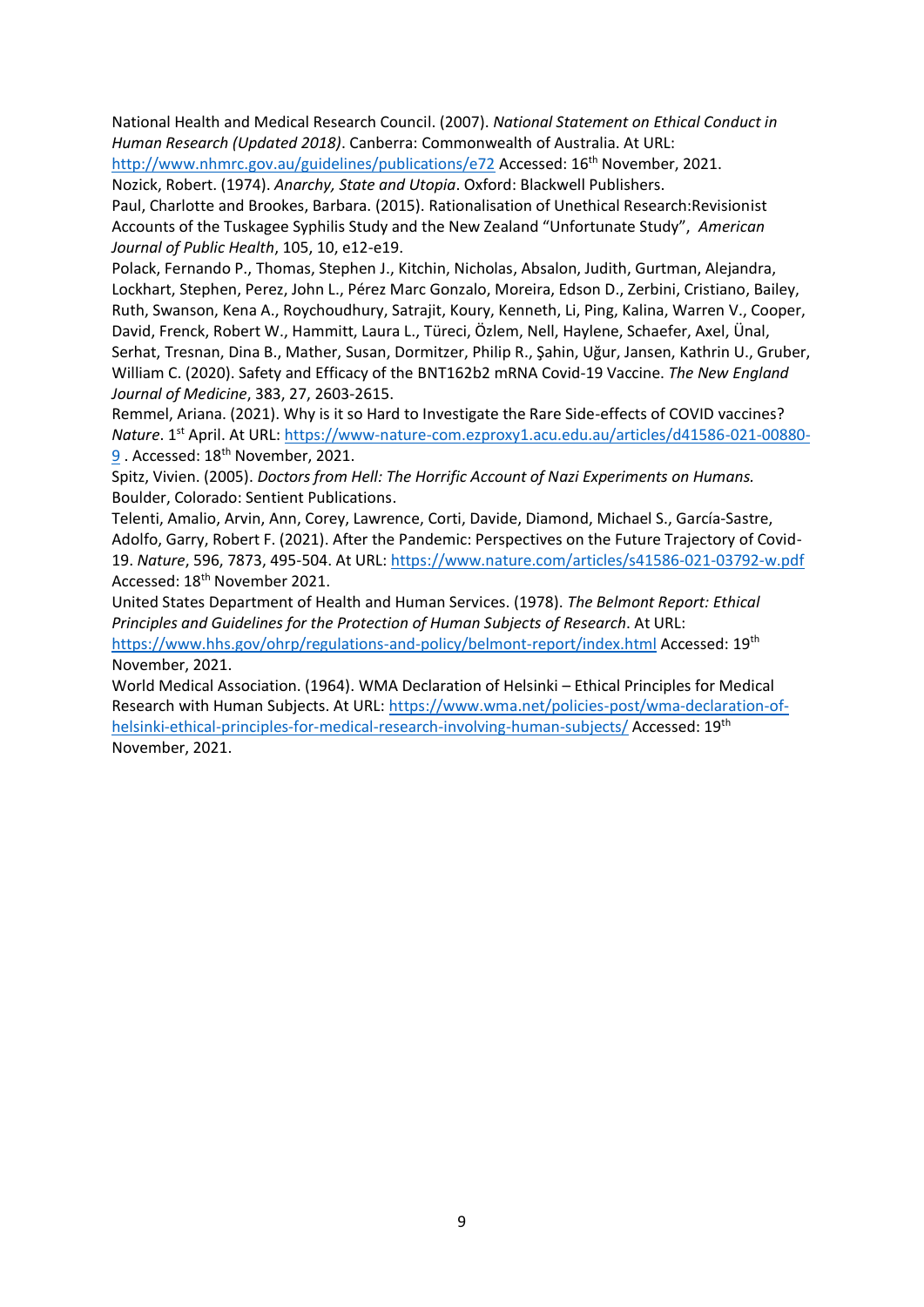National Health and Medical Research Council. (2007). *National Statement on Ethical Conduct in Human Research (Updated 2018)*. Canberra: Commonwealth of Australia. At URL: http://www.nhmrc.gov.au/guidelines/publications/e72 Accessed: 16th November, 2021.

Nozick, Robert. (1974). *Anarchy, State and Utopia*. Oxford: Blackwell Publishers.

Paul, Charlotte and Brookes, Barbara. (2015). Rationalisation of Unethical Research:Revisionist Accounts of the Tuskagee Syphilis Study and the New Zealand "Unfortunate Study", *American Journal of Public Health*, 105, 10, e12-e19.

Polack, Fernando P., Thomas, Stephen J., Kitchin, Nicholas, Absalon, Judith, Gurtman, Alejandra, Lockhart, Stephen, Perez, John L., Pérez Marc Gonzalo, Moreira, Edson D., Zerbini, Cristiano, Bailey, Ruth, Swanson, Kena A., Roychoudhury, Satrajit, Koury, Kenneth, Li, Ping, Kalina, Warren V., Cooper, David, Frenck, Robert W., Hammitt, Laura L., Türeci, Özlem, Nell, Haylene, Schaefer, Axel, Ünal, Serhat, Tresnan, Dina B., Mather, Susan, Dormitzer, Philip R., Şahin, Uğur, Jansen, Kathrin U., Gruber, William C. (2020). Safety and Efficacy of the BNT162b2 mRNA Covid-19 Vaccine. *The New England Journal of Medicine*, 383, 27, 2603-2615.

Remmel, Ariana. (2021). Why is it so Hard to Investigate the Rare Side-effects of COVID vaccines? *Nature*. 1st April. At URL: https://www-nature-com.ezproxy1.acu.edu.au/articles/d41586-021-00880-9 . Accessed: 18th November, 2021.

Spitz, Vivien. (2005). *Doctors from Hell: The Horrific Account of Nazi Experiments on Humans.* Boulder, Colorado: Sentient Publications.

Telenti, Amalio, Arvin, Ann, Corey, Lawrence, Corti, Davide, Diamond, Michael S., García-Sastre, Adolfo, Garry, Robert F. (2021). After the Pandemic: Perspectives on the Future Trajectory of Covid-19. *Nature*, 596, 7873, 495-504. At URL: https://www.nature.com/articles/s41586-021-03792-w.pdf Accessed: 18th November 2021.

United States Department of Health and Human Services. (1978). *The Belmont Report: Ethical Principles and Guidelines for the Protection of Human Subjects of Research*. At URL: https://www.hhs.gov/ohrp/regulations-and-policy/belmont-report/index.html Accessed: 19th November, 2021.

World Medical Association. (1964). WMA Declaration of Helsinki – Ethical Principles for Medical Research with Human Subjects. At URL: https://www.wma.net/policies-post/wma-declaration-of-helsinki-ethical-principles-for-medical-research-involving-human-subjects/ Accessed: 19th November, 2021.